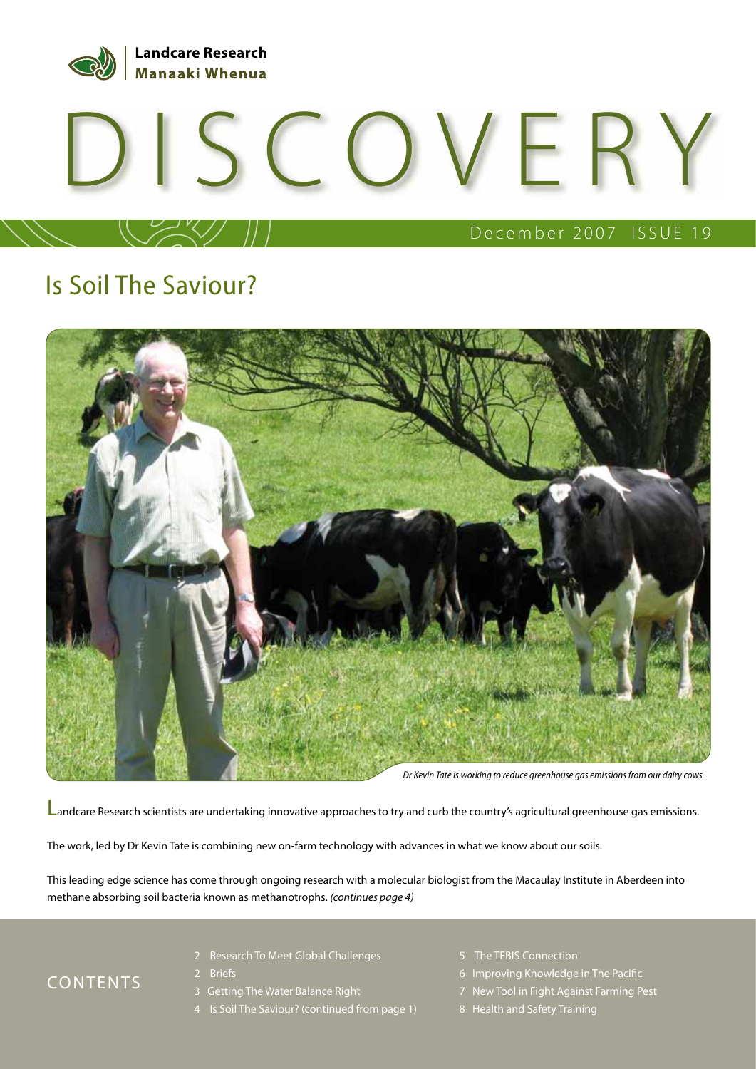Landcare Research
Manaaki Whenua

# DISCOVERY

December 2007 ISSUE 19

## Is Soil The Saviour?

*Dr Kevin Tate is working to reduce greenhouse gas emissions from our dairy cows.*

Landcare Research scientists are undertaking innovative approaches to try and curb the country's agricultural greenhouse gas emissions.

The work, led by Dr Kevin Tate is combining new on-farm technology with advances in what we know about our soils.

This leading edge science has come through ongoing research with a molecular biologist from the Macaulay Institute in Aberdeen into methane absorbing soil bacteria known as methanotrophs. *(continues page 4)*

### CONTENTS

- 2 Research To Meet Global Challenges
- 2 Briefs
- 3 Getting The Water Balance Right
- 4 Is Soil The Saviour? (continued from page 1)
- 5 The TFBIS Connection
- 6 Improving Knowledge in The Pacific
- 7 New Tool in Fight Against Farming Pest
- 8 Health and Safety Training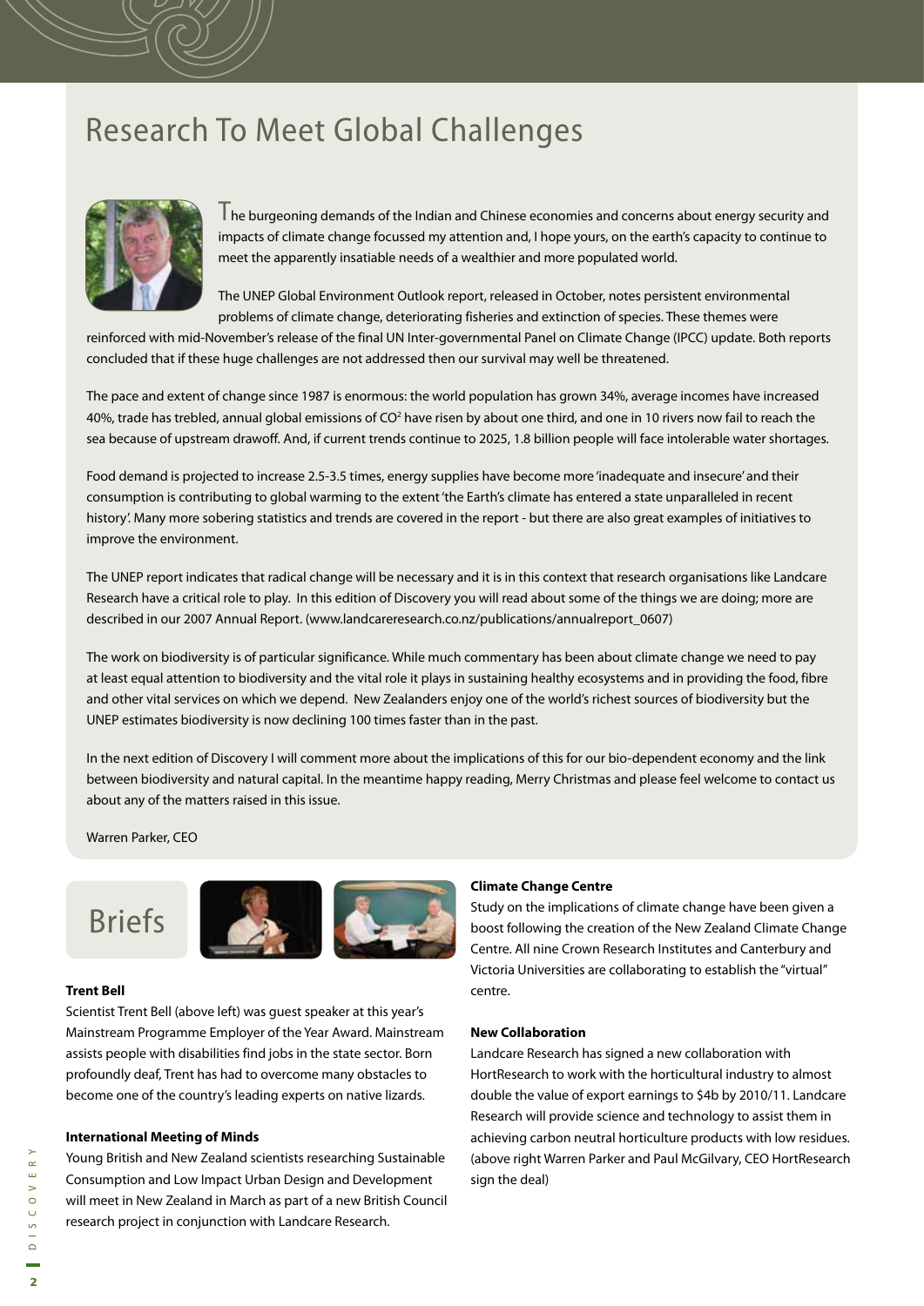# Research To Meet Global Challenges

The burgeoning demands of the Indian and Chinese economies and concerns about energy security and impacts of climate change focussed my attention and, I hope yours, on the earth's capacity to continue to meet the apparently insatiable needs of a wealthier and more populated world.

The UNEP Global Environment Outlook report, released in October, notes persistent environmental problems of climate change, deteriorating fisheries and extinction of species. These themes were reinforced with mid-November's release of the final UN Inter-governmental Panel on Climate Change (IPCC) update. Both reports concluded that if these huge challenges are not addressed then our survival may well be threatened.

The pace and extent of change since 1987 is enormous: the world population has grown 34%, average incomes have increased 40%, trade has trebled, annual global emissions of $CO^2$ have risen by about one third, and one in 10 rivers now fail to reach the sea because of upstream drawoff. And, if current trends continue to 2025, 1.8 billion people will face intolerable water shortages.

Food demand is projected to increase 2.5-3.5 times, energy supplies have become more 'inadequate and insecure' and their consumption is contributing to global warming to the extent 'the Earth's climate has entered a state unparalleled in recent history'. Many more sobering statistics and trends are covered in the report - but there are also great examples of initiatives to improve the environment.

The UNEP report indicates that radical change will be necessary and it is in this context that research organisations like Landcare Research have a critical role to play. In this edition of Discovery you will read about some of the things we are doing; more are described in our 2007 Annual Report. (www.landcareresearch.co.nz/publications/annualreport_0607)

The work on biodiversity is of particular significance. While much commentary has been about climate change we need to pay at least equal attention to biodiversity and the vital role it plays in sustaining healthy ecosystems and in providing the food, fibre and other vital services on which we depend. New Zealanders enjoy one of the world's richest sources of biodiversity but the UNEP estimates biodiversity is now declining 100 times faster than in the past.

In the next edition of Discovery I will comment more about the implications of this for our bio-dependent economy and the link between biodiversity and natural capital. In the meantime happy reading, Merry Christmas and please feel welcome to contact us about any of the matters raised in this issue.

Warren Parker, CEO

# Briefs

**Trent Bell**

Scientist Trent Bell (above left) was guest speaker at this year's Mainstream Programme Employer of the Year Award. Mainstream assists people with disabilities find jobs in the state sector. Born profoundly deaf, Trent has had to overcome many obstacles to become one of the country's leading experts on native lizards.

**International Meeting of Minds**

Young British and New Zealand scientists researching Sustainable Consumption and Low Impact Urban Design and Development will meet in New Zealand in March as part of a new British Council research project in conjunction with Landcare Research.

**Climate Change Centre**

Study on the implications of climate change have been given a boost following the creation of the New Zealand Climate Change Centre. All nine Crown Research Institutes and Canterbury and Victoria Universities are collaborating to establish the "virtual" centre.

**New Collaboration**

Landcare Research has signed a new collaboration with HortResearch to work with the horticultural industry to almost double the value of export earnings to $4b by 2010/11. Landcare Research will provide science and technology to assist them in achieving carbon neutral horticulture products with low residues. (above right Warren Parker and Paul McGilvary, CEO HortResearch sign the deal)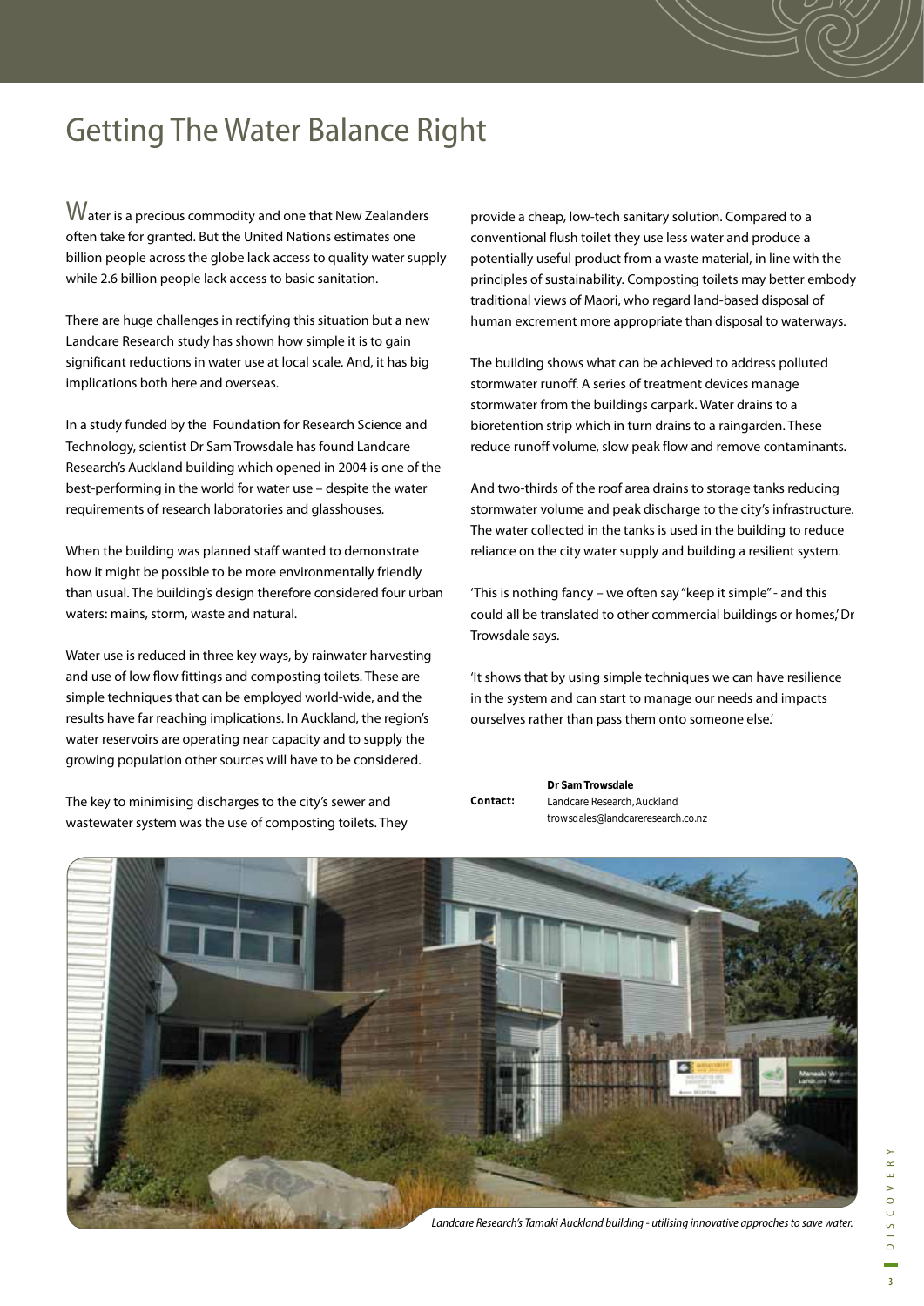# Getting The Water Balance Right

Water is a precious commodity and one that New Zealanders often take for granted. But the United Nations estimates one billion people across the globe lack access to quality water supply while 2.6 billion people lack access to basic sanitation.

There are huge challenges in rectifying this situation but a new Landcare Research study has shown how simple it is to gain significant reductions in water use at local scale. And, it has big implications both here and overseas.

In a study funded by the Foundation for Research Science and Technology, scientist Dr Sam Trowsdale has found Landcare Research's Auckland building which opened in 2004 is one of the best-performing in the world for water use – despite the water requirements of research laboratories and glasshouses.

When the building was planned staff wanted to demonstrate how it might be possible to be more environmentally friendly than usual. The building's design therefore considered four urban waters: mains, storm, waste and natural.

Water use is reduced in three key ways, by rainwater harvesting and use of low flow fittings and composting toilets. These are simple techniques that can be employed world-wide, and the results have far reaching implications. In Auckland, the region's water reservoirs are operating near capacity and to supply the growing population other sources will have to be considered.

The key to minimising discharges to the city's sewer and wastewater system was the use of composting toilets. They provide a cheap, low-tech sanitary solution. Compared to a conventional flush toilet they use less water and produce a potentially useful product from a waste material, in line with the principles of sustainability. Composting toilets may better embody traditional views of Maori, who regard land-based disposal of human excrement more appropriate than disposal to waterways.

The building shows what can be achieved to address polluted stormwater runoff. A series of treatment devices manage stormwater from the buildings carpark. Water drains to a bioretention strip which in turn drains to a raingarden. These reduce runoff volume, slow peak flow and remove contaminants.

And two-thirds of the roof area drains to storage tanks reducing stormwater volume and peak discharge to the city's infrastructure. The water collected in the tanks is used in the building to reduce reliance on the city water supply and building a resilient system.

'This is nothing fancy – we often say "keep it simple" - and this could all be translated to other commercial buildings or homes,' Dr Trowsdale says.

'It shows that by using simple techniques we can have resilience in the system and can start to manage our needs and impacts ourselves rather than pass them onto someone else.'

**Contact:** **Dr Sam Trowsdale**
Landcare Research, Auckland
trowsdales@landcareresearch.co.nz

*Landcare Research's Tamaki Auckland building - utilising innovative approches to save water.*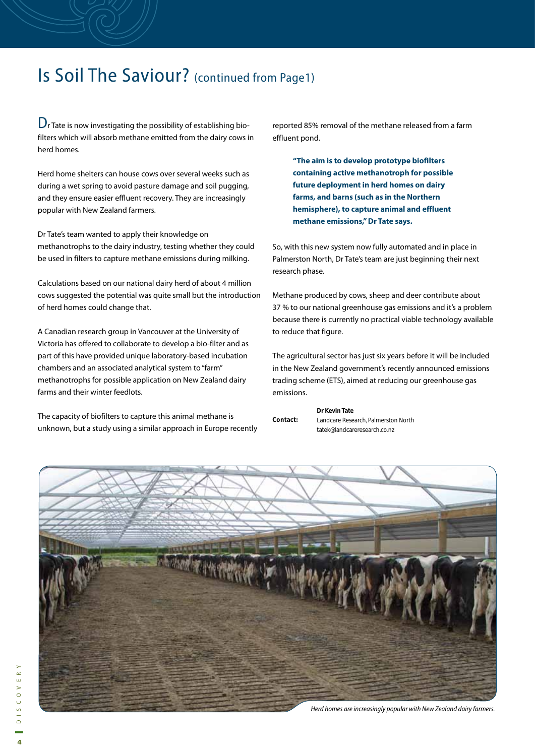# Is Soil The Saviour? (continued from Page1)

Dr Tate is now investigating the possibility of establishing bio-filters which will absorb methane emitted from the dairy cows in herd homes.

Herd home shelters can house cows over several weeks such as during a wet spring to avoid pasture damage and soil pugging, and they ensure easier effluent recovery. They are increasingly popular with New Zealand farmers.

Dr Tate's team wanted to apply their knowledge on methanotrophs to the dairy industry, testing whether they could be used in filters to capture methane emissions during milking.

Calculations based on our national dairy herd of about 4 million cows suggested the potential was quite small but the introduction of herd homes could change that.

A Canadian research group in Vancouver at the University of Victoria has offered to collaborate to develop a bio-filter and as part of this have provided unique laboratory-based incubation chambers and an associated analytical system to "farm" methanotrophs for possible application on New Zealand dairy farms and their winter feedlots.

The capacity of biofilters to capture this animal methane is unknown, but a study using a similar approach in Europe recently reported 85% removal of the methane released from a farm effluent pond.

> **"The aim is to develop prototype biofilters containing active methanotroph for possible future deployment in herd homes on dairy farms, and barns (such as in the Northern hemisphere), to capture animal and effluent methane emissions," Dr Tate says.**

So, with this new system now fully automated and in place in Palmerston North, Dr Tate's team are just beginning their next research phase.

Methane produced by cows, sheep and deer contribute about 37 % to our national greenhouse gas emissions and it's a problem because there is currently no practical viable technology available to reduce that figure.

The agricultural sector has just six years before it will be included in the New Zealand government's recently announced emissions trading scheme (ETS), aimed at reducing our greenhouse gas emissions.

**Contact:** **Dr Kevin Tate**
Landcare Research, Palmerston North
tatek@landcareresearch.co.nz

*Herd homes are increasingly popular with New Zealand dairy farmers.*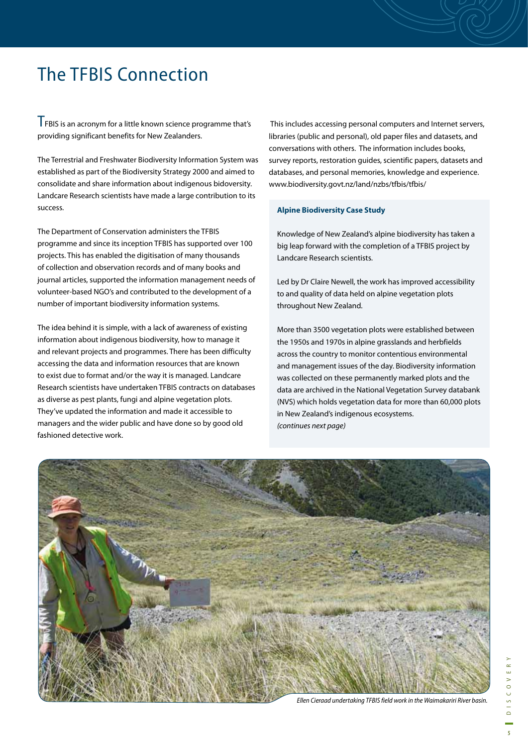# The TFBIS Connection

TFBIS is an acronym for a little known science programme that's providing significant benefits for New Zealanders.

The Terrestrial and Freshwater Biodiversity Information System was established as part of the Biodiversity Strategy 2000 and aimed to consolidate and share information about indigenous bidoversity. Landcare Research scientists have made a large contribution to its success.

The Department of Conservation administers the TFBIS programme and since its inception TFBIS has supported over 100 projects. This has enabled the digitisation of many thousands of collection and observation records and of many books and journal articles, supported the information management needs of volunteer-based NGO's and contributed to the development of a number of important biodiversity information systems.

The idea behind it is simple, with a lack of awareness of existing information about indigenous biodiversity, how to manage it and relevant projects and programmes. There has been difficulty accessing the data and information resources that are known to exist due to format and/or the way it is managed. Landcare Research scientists have undertaken TFBIS contracts on databases as diverse as pest plants, fungi and alpine vegetation plots. They've updated the information and made it accessible to managers and the wider public and have done so by good old fashioned detective work.

This includes accessing personal computers and Internet servers, libraries (public and personal), old paper files and datasets, and conversations with others. The information includes books, survey reports, restoration guides, scientific papers, datasets and databases, and personal memories, knowledge and experience. www.biodiversity.govt.nz/land/nzbs/tfbis/tfbis/

**Alpine Biodiversity Case Study**

Knowledge of New Zealand's alpine biodiversity has taken a big leap forward with the completion of a TFBIS project by Landcare Research scientists.

Led by Dr Claire Newell, the work has improved accessibility to and quality of data held on alpine vegetation plots throughout New Zealand.

More than 3500 vegetation plots were established between the 1950s and 1970s in alpine grasslands and herbfields across the country to monitor contentious environmental and management issues of the day. Biodiversity information was collected on these permanently marked plots and the data are archived in the National Vegetation Survey databank (NVS) which holds vegetation data for more than 60,000 plots in New Zealand's indigenous ecosystems.
*(continues next page)*

*Ellen Cieraad undertaking TFBIS field work in the Waimakariri River basin.*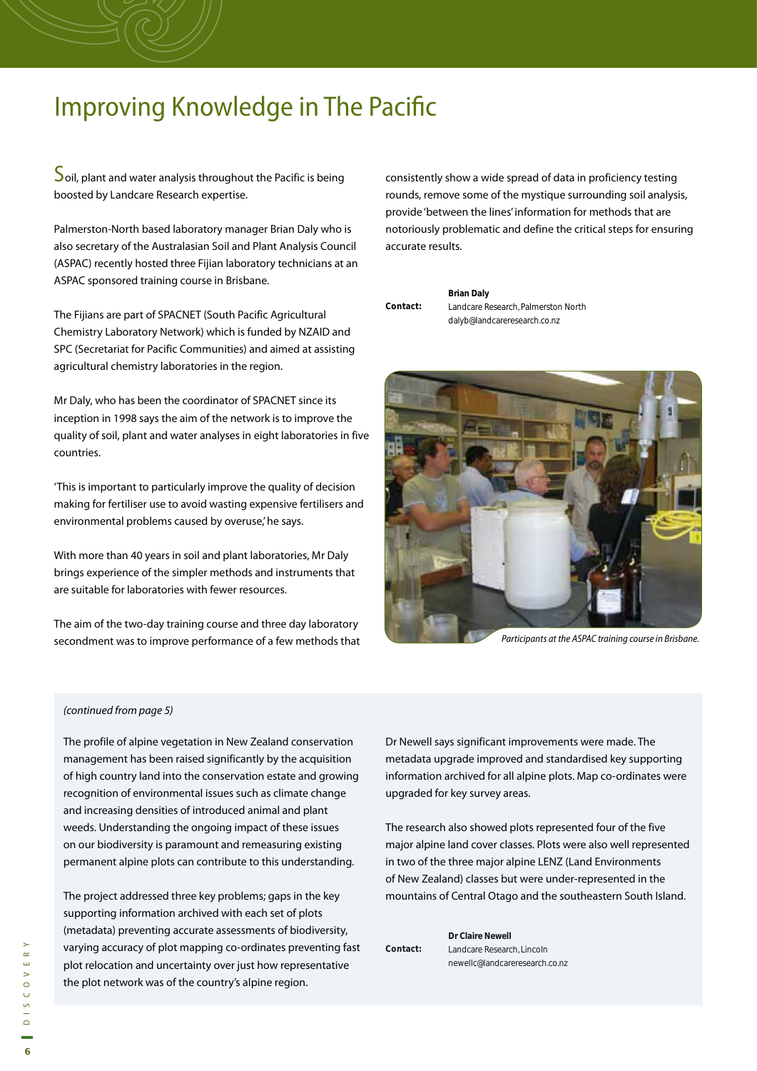# Improving Knowledge in The Pacific

Soil, plant and water analysis throughout the Pacific is being boosted by Landcare Research expertise.

Palmerston-North based laboratory manager Brian Daly who is also secretary of the Australasian Soil and Plant Analysis Council (ASPAC) recently hosted three Fijian laboratory technicians at an ASPAC sponsored training course in Brisbane.

The Fijians are part of SPACNET (South Pacific Agricultural Chemistry Laboratory Network) which is funded by NZAID and SPC (Secretariat for Pacific Communities) and aimed at assisting agricultural chemistry laboratories in the region.

Mr Daly, who has been the coordinator of SPACNET since its inception in 1998 says the aim of the network is to improve the quality of soil, plant and water analyses in eight laboratories in five countries.

'This is important to particularly improve the quality of decision making for fertiliser use to avoid wasting expensive fertilisers and environmental problems caused by overuse,' he says.

With more than 40 years in soil and plant laboratories, Mr Daly brings experience of the simpler methods and instruments that are suitable for laboratories with fewer resources.

The aim of the two-day training course and three day laboratory secondment was to improve performance of a few methods that consistently show a wide spread of data in proficiency testing rounds, remove some of the mystique surrounding soil analysis, provide 'between the lines' information for methods that are notoriously problematic and define the critical steps for ensuring accurate results.

**Contact:** **Brian Daly**
Landcare Research, Palmerston North
dalyb@landcareresearch.co.nz

*Participants at the ASPAC training course in Brisbane.*

*(continued from page 5)*

The profile of alpine vegetation in New Zealand conservation management has been raised significantly by the acquisition of high country land into the conservation estate and growing recognition of environmental issues such as climate change and increasing densities of introduced animal and plant weeds. Understanding the ongoing impact of these issues on our biodiversity is paramount and remeasuring existing permanent alpine plots can contribute to this understanding.

The project addressed three key problems; gaps in the key supporting information archived with each set of plots (metadata) preventing accurate assessments of biodiversity, varying accuracy of plot mapping co-ordinates preventing fast plot relocation and uncertainty over just how representative the plot network was of the country's alpine region.

Dr Newell says significant improvements were made. The metadata upgrade improved and standardised key supporting information archived for all alpine plots. Map co-ordinates were upgraded for key survey areas.

The research also showed plots represented four of the five major alpine land cover classes. Plots were also well represented in two of the three major alpine LENZ (Land Environments of New Zealand) classes but were under-represented in the mountains of Central Otago and the southeastern South Island.

**Contact:** **Dr Claire Newell**
Landcare Research, Lincoln
newellc@landcareresearch.co.nz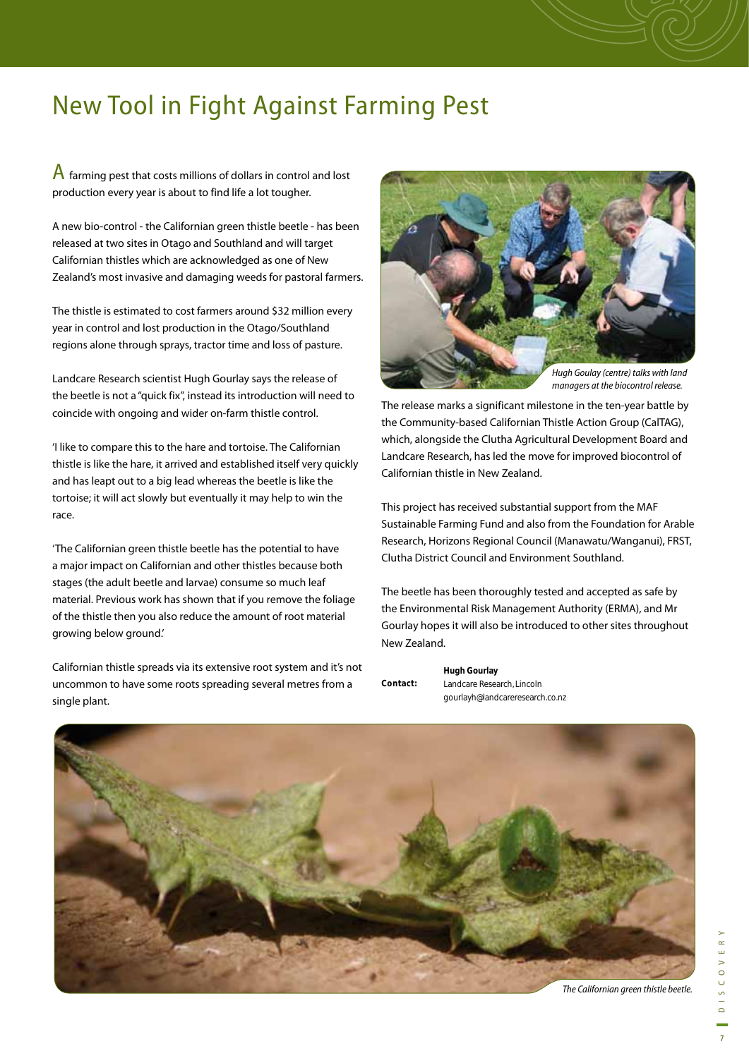# New Tool in Fight Against Farming Pest

A farming pest that costs millions of dollars in control and lost production every year is about to find life a lot tougher.

A new bio-control - the Californian green thistle beetle - has been released at two sites in Otago and Southland and will target Californian thistles which are acknowledged as one of New Zealand's most invasive and damaging weeds for pastoral farmers.

The thistle is estimated to cost farmers around $32 million every year in control and lost production in the Otago/Southland regions alone through sprays, tractor time and loss of pasture.

Landcare Research scientist Hugh Gourlay says the release of the beetle is not a "quick fix", instead its introduction will need to coincide with ongoing and wider on-farm thistle control.

'I like to compare this to the hare and tortoise. The Californian thistle is like the hare, it arrived and established itself very quickly and has leapt out to a big lead whereas the beetle is like the tortoise; it will act slowly but eventually it may help to win the race.

'The Californian green thistle beetle has the potential to have a major impact on Californian and other thistles because both stages (the adult beetle and larvae) consume so much leaf material. Previous work has shown that if you remove the foliage of the thistle then you also reduce the amount of root material growing below ground.'

Californian thistle spreads via its extensive root system and it's not uncommon to have some roots spreading several metres from a single plant.

*Hugh Goulay (centre) talks with land managers at the biocontrol release.*

The release marks a significant milestone in the ten-year battle by the Community-based Californian Thistle Action Group (CalTAG), which, alongside the Clutha Agricultural Development Board and Landcare Research, has led the move for improved biocontrol of Californian thistle in New Zealand.

This project has received substantial support from the MAF Sustainable Farming Fund and also from the Foundation for Arable Research, Horizons Regional Council (Manawatu/Wanganui), FRST, Clutha District Council and Environment Southland.

The beetle has been thoroughly tested and accepted as safe by the Environmental Risk Management Authority (ERMA), and Mr Gourlay hopes it will also be introduced to other sites throughout New Zealand.

**Contact:** **Hugh Gourlay**
Landcare Research, Lincoln
gourlayh@landcareresearch.co.nz

*The Californian green thistle beetle.*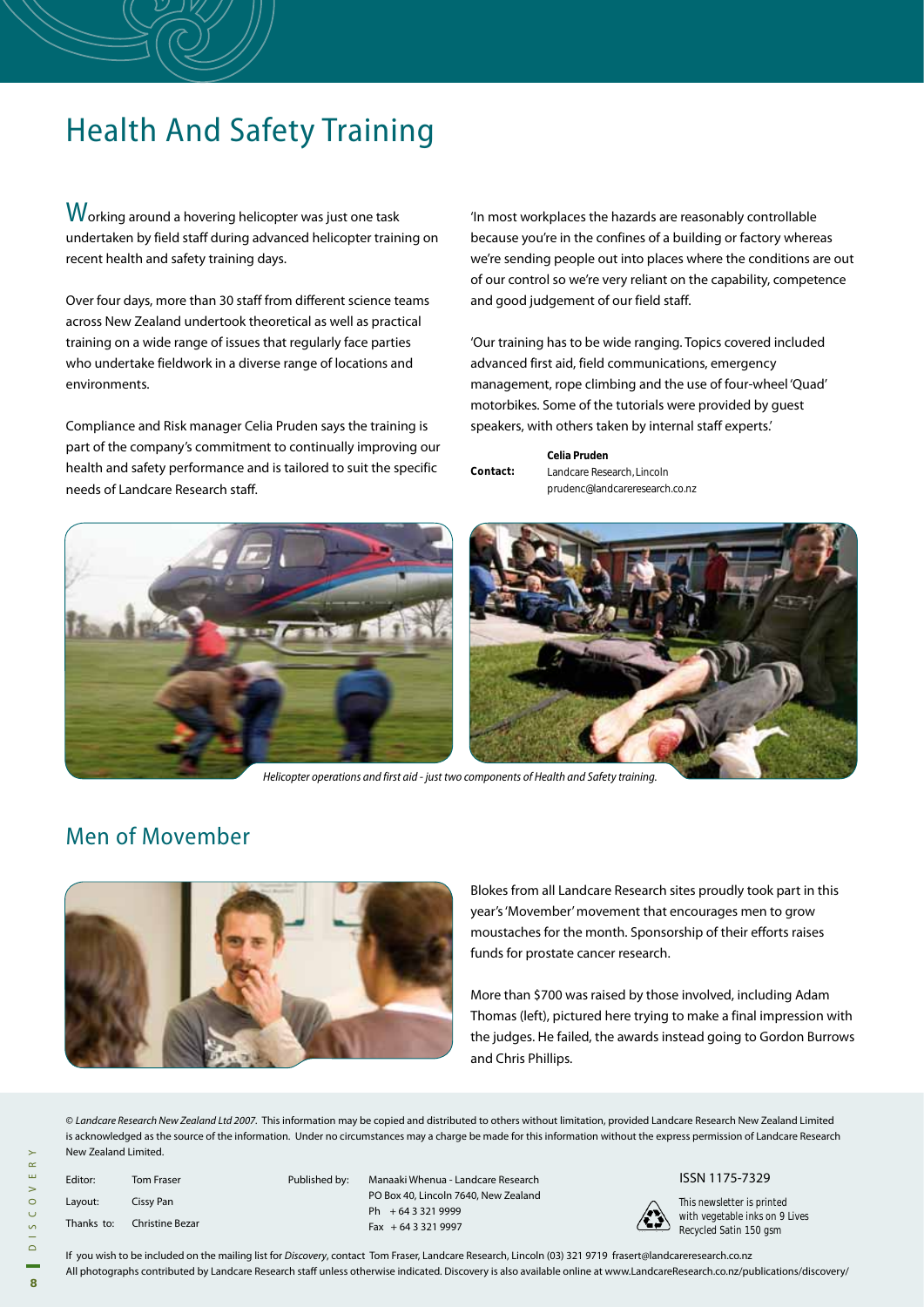# Health And Safety Training

Working around a hovering helicopter was just one task undertaken by field staff during advanced helicopter training on recent health and safety training days.

Over four days, more than 30 staff from different science teams across New Zealand undertook theoretical as well as practical training on a wide range of issues that regularly face parties who undertake fieldwork in a diverse range of locations and environments.

Compliance and Risk manager Celia Pruden says the training is part of the company's commitment to continually improving our health and safety performance and is tailored to suit the specific needs of Landcare Research staff.

'In most workplaces the hazards are reasonably controllable because you're in the confines of a building or factory whereas we're sending people out into places where the conditions are out of our control so we're very reliant on the capability, competence and good judgement of our field staff.

'Our training has to be wide ranging. Topics covered included advanced first aid, field communications, emergency management, rope climbing and the use of four-wheel 'Quad' motorbikes. Some of the tutorials were provided by guest speakers, with others taken by internal staff experts.'

**Contact:** **Celia Pruden**
Landcare Research, Lincoln
prudenc@landcareresearch.co.nz

*Helicopter operations and first aid - just two components of Health and Safety training.*

## Men of Movember

Blokes from all Landcare Research sites proudly took part in this year's 'Movember' movement that encourages men to grow moustaches for the month. Sponsorship of their efforts raises funds for prostate cancer research.

More than $700 was raised by those involved, including Adam Thomas (left), pictured here trying to make a final impression with the judges. He failed, the awards instead going to Gordon Burrows and Chris Phillips.

© *Landcare Research New Zealand Ltd 2007.* This information may be copied and distributed to others without limitation, provided Landcare Research New Zealand Limited is acknowledged as the source of the information. Under no circumstances may a charge be made for this information without the express permission of Landcare Research New Zealand Limited.

Editor: Tom Fraser
Layout: Cissy Pan
Thanks to: Christine Bezar

Published by: Manaaki Whenua - Landcare Research
PO Box 40, Lincoln 7640, New Zealand
Ph + 64 3 321 9999
Fax + 64 3 321 9997

ISSN 1175-7329

This newsletter is printed with vegetable inks on 9 Lives Recycled Satin 150 gsm

If you wish to be included on the mailing list for *Discovery*, contact Tom Fraser, Landcare Research, Lincoln (03) 321 9719 frasert@landcareresearch.co.nz
All photographs contributed by Landcare Research staff unless otherwise indicated. Discovery is also available online at www.LandcareResearch.co.nz/publications/discovery/